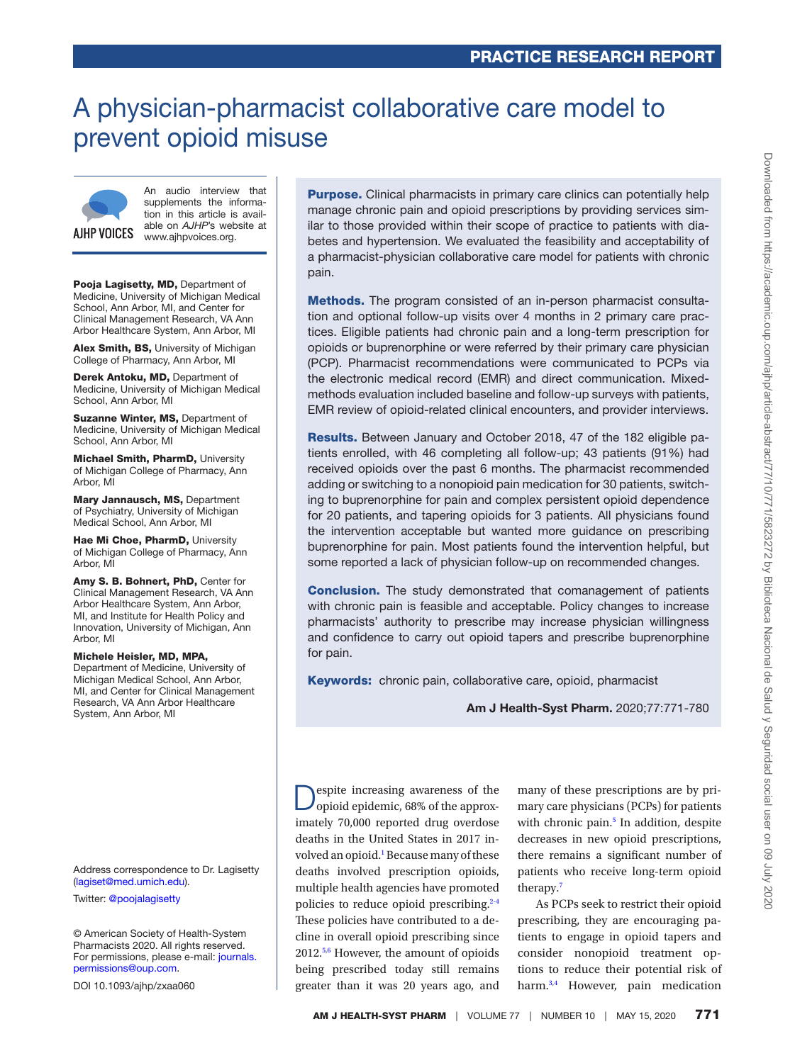PRACTICE RESEARCH REPORT

# A physician-pharmacist collaborative care model to prevent opioid misuse

AJHP VOICES — An audio interview that supplements the information in this article is available on *AJHP*'s website at www.ajhpvoices.org.

**Pooja Lagisetty, MD,** Department of Medicine, University of Michigan Medical School, Ann Arbor, MI, and Center for Clinical Management Research, VA Ann Arbor Healthcare System, Ann Arbor, MI

**Alex Smith, BS,** University of Michigan College of Pharmacy, Ann Arbor, MI

**Derek Antoku, MD,** Department of Medicine, University of Michigan Medical School, Ann Arbor, MI

**Suzanne Winter, MS,** Department of Medicine, University of Michigan Medical School, Ann Arbor, MI

**Michael Smith, PharmD,** University of Michigan College of Pharmacy, Ann Arbor, MI

**Mary Jannausch, MS,** Department of Psychiatry, University of Michigan Medical School, Ann Arbor, MI

**Hae Mi Choe, PharmD,** University of Michigan College of Pharmacy, Ann Arbor, MI

**Amy S. B. Bohnert, PhD,** Center for Clinical Management Research, VA Ann Arbor Healthcare System, Ann Arbor, MI, and Institute for Health Policy and Innovation, University of Michigan, Ann Arbor, MI

**Michele Heisler, MD, MPA,** Department of Medicine, University of Michigan Medical School, Ann Arbor, MI, and Center for Clinical Management Research, VA Ann Arbor Healthcare System, Ann Arbor, MI

Address correspondence to Dr. Lagisetty (lagiset@med.umich.edu).

Twitter: @poojalagisetty

© American Society of Health-System Pharmacists 2020. All rights reserved. For permissions, please e-mail: journals.permissions@oup.com.

DOI 10.1093/ajhp/zxaa060

**Purpose.** Clinical pharmacists in primary care clinics can potentially help manage chronic pain and opioid prescriptions by providing services similar to those provided within their scope of practice to patients with diabetes and hypertension. We evaluated the feasibility and acceptability of a pharmacist-physician collaborative care model for patients with chronic pain.

**Methods.** The program consisted of an in-person pharmacist consultation and optional follow-up visits over 4 months in 2 primary care practices. Eligible patients had chronic pain and a long-term prescription for opioids or buprenorphine or were referred by their primary care physician (PCP). Pharmacist recommendations were communicated to PCPs via the electronic medical record (EMR) and direct communication. Mixed-methods evaluation included baseline and follow-up surveys with patients, EMR review of opioid-related clinical encounters, and provider interviews.

**Results.** Between January and October 2018, 47 of the 182 eligible patients enrolled, with 46 completing all follow-up; 43 patients (91%) had received opioids over the past 6 months. The pharmacist recommended adding or switching to a nonopioid pain medication for 30 patients, switching to buprenorphine for pain and complex persistent opioid dependence for 20 patients, and tapering opioids for 3 patients. All physicians found the intervention acceptable but wanted more guidance on prescribing buprenorphine for pain. Most patients found the intervention helpful, but some reported a lack of physician follow-up on recommended changes.

**Conclusion.** The study demonstrated that comanagement of patients with chronic pain is feasible and acceptable. Policy changes to increase pharmacists' authority to prescribe may increase physician willingness and confidence to carry out opioid tapers and prescribe buprenorphine for pain.

**Keywords:** chronic pain, collaborative care, opioid, pharmacist

**Am J Health-Syst Pharm.** 2020;77:771-780

Despite increasing awareness of the opioid epidemic, 68% of the approximately 70,000 reported drug overdose deaths in the United States in 2017 involved an opioid.[1] Because many of these deaths involved prescription opioids, multiple health agencies have promoted policies to reduce opioid prescribing.[2-4] These policies have contributed to a decline in overall opioid prescribing since 2012.[5,6] However, the amount of opioids being prescribed today still remains greater than it was 20 years ago, and many of these prescriptions are by primary care physicians (PCPs) for patients with chronic pain.[5] In addition, despite decreases in new opioid prescriptions, there remains a significant number of patients who receive long-term opioid therapy.[7]

As PCPs seek to restrict their opioid prescribing, they are encouraging patients to engage in opioid tapers and consider nonopioid treatment options to reduce their potential risk of harm.[3,4] However, pain medication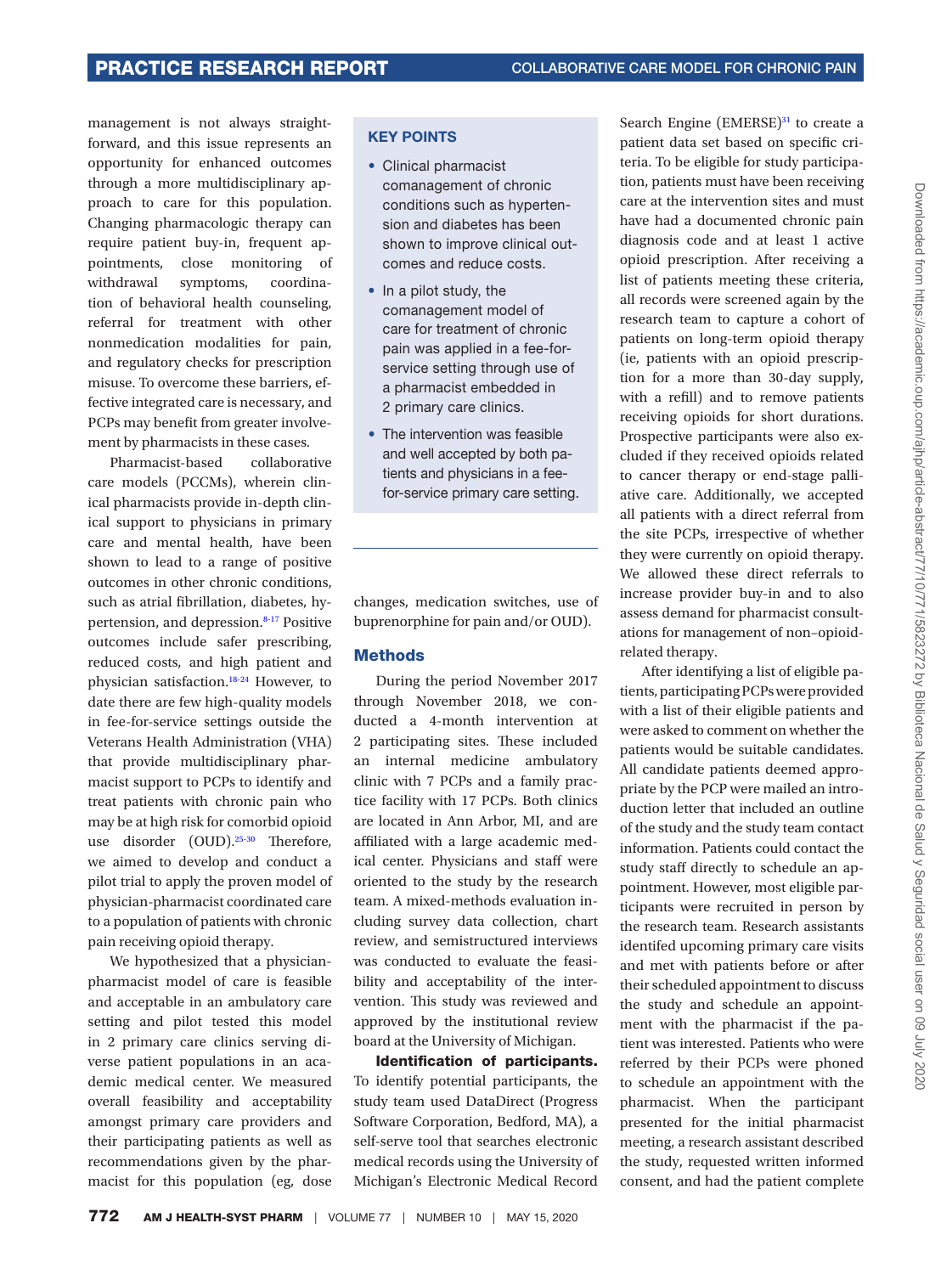management is not always straightforward, and this issue represents an opportunity for enhanced outcomes through a more multidisciplinary approach to care for this population. Changing pharmacologic therapy can require patient buy-in, frequent appointments, close monitoring of withdrawal symptoms, coordination of behavioral health counseling, referral for treatment with other nonmedication modalities for pain, and regulatory checks for prescription misuse. To overcome these barriers, effective integrated care is necessary, and PCPs may benefit from greater involvement by pharmacists in these cases.

Pharmacist-based collaborative care models (PCCMs), wherein clinical pharmacists provide in-depth clinical support to physicians in primary care and mental health, have been shown to lead to a range of positive outcomes in other chronic conditions, such as atrial fibrillation, diabetes, hypertension, and depression.[8-17] Positive outcomes include safer prescribing, reduced costs, and high patient and physician satisfaction.[18-24] However, to date there are few high-quality models in fee-for-service settings outside the Veterans Health Administration (VHA) that provide multidisciplinary pharmacist support to PCPs to identify and treat patients with chronic pain who may be at high risk for comorbid opioid use disorder (OUD).[25-30] Therefore, we aimed to develop and conduct a pilot trial to apply the proven model of physician-pharmacist coordinated care to a population of patients with chronic pain receiving opioid therapy.

We hypothesized that a physician-pharmacist model of care is feasible and acceptable in an ambulatory care setting and pilot tested this model in 2 primary care clinics serving diverse patient populations in an academic medical center. We measured overall feasibility and acceptability amongst primary care providers and their participating patients as well as recommendations given by the pharmacist for this population (eg, dose changes, medication switches, use of buprenorphine for pain and/or OUD).

> **KEY POINTS**
>
> - Clinical pharmacist comanagement of chronic conditions such as hypertension and diabetes has been shown to improve clinical outcomes and reduce costs.
> - In a pilot study, the comanagement model of care for treatment of chronic pain was applied in a fee-for-service setting through use of a pharmacist embedded in 2 primary care clinics.
> - The intervention was feasible and well accepted by both patients and physicians in a fee-for-service primary care setting.

## Methods

During the period November 2017 through November 2018, we conducted a 4-month intervention at 2 participating sites. These included an internal medicine ambulatory clinic with 7 PCPs and a family practice facility with 17 PCPs. Both clinics are located in Ann Arbor, MI, and are affiliated with a large academic medical center. Physicians and staff were oriented to the study by the research team. A mixed-methods evaluation including survey data collection, chart review, and semistructured interviews was conducted to evaluate the feasibility and acceptability of the intervention. This study was reviewed and approved by the institutional review board at the University of Michigan.

**Identification of participants.** To identify potential participants, the study team used DataDirect (Progress Software Corporation, Bedford, MA), a self-serve tool that searches electronic medical records using the University of Michigan's Electronic Medical Record Search Engine (EMERSE)[31] to create a patient data set based on specific criteria. To be eligible for study participation, patients must have been receiving care at the intervention sites and must have had a documented chronic pain diagnosis code and at least 1 active opioid prescription. After receiving a list of patients meeting these criteria, all records were screened again by the research team to capture a cohort of patients on long-term opioid therapy (ie, patients with an opioid prescription for a more than 30-day supply, with a refill) and to remove patients receiving opioids for short durations. Prospective participants were also excluded if they received opioids related to cancer therapy or end-stage palliative care. Additionally, we accepted all patients with a direct referral from the site PCPs, irrespective of whether they were currently on opioid therapy. We allowed these direct referrals to increase provider buy-in and to also assess demand for pharmacist consultations for management of non–opioid-related therapy.

After identifying a list of eligible patients, participating PCPs were provided with a list of their eligible patients and were asked to comment on whether the patients would be suitable candidates. All candidate patients deemed appropriate by the PCP were mailed an introduction letter that included an outline of the study and the study team contact information. Patients could contact the study staff directly to schedule an appointment. However, most eligible participants were recruited in person by the research team. Research assistants identifed upcoming primary care visits and met with patients before or after their scheduled appointment to discuss the study and schedule an appointment with the pharmacist if the patient was interested. Patients who were referred by their PCPs were phoned to schedule an appointment with the pharmacist. When the participant presented for the initial pharmacist meeting, a research assistant described the study, requested written informed consent, and had the patient complete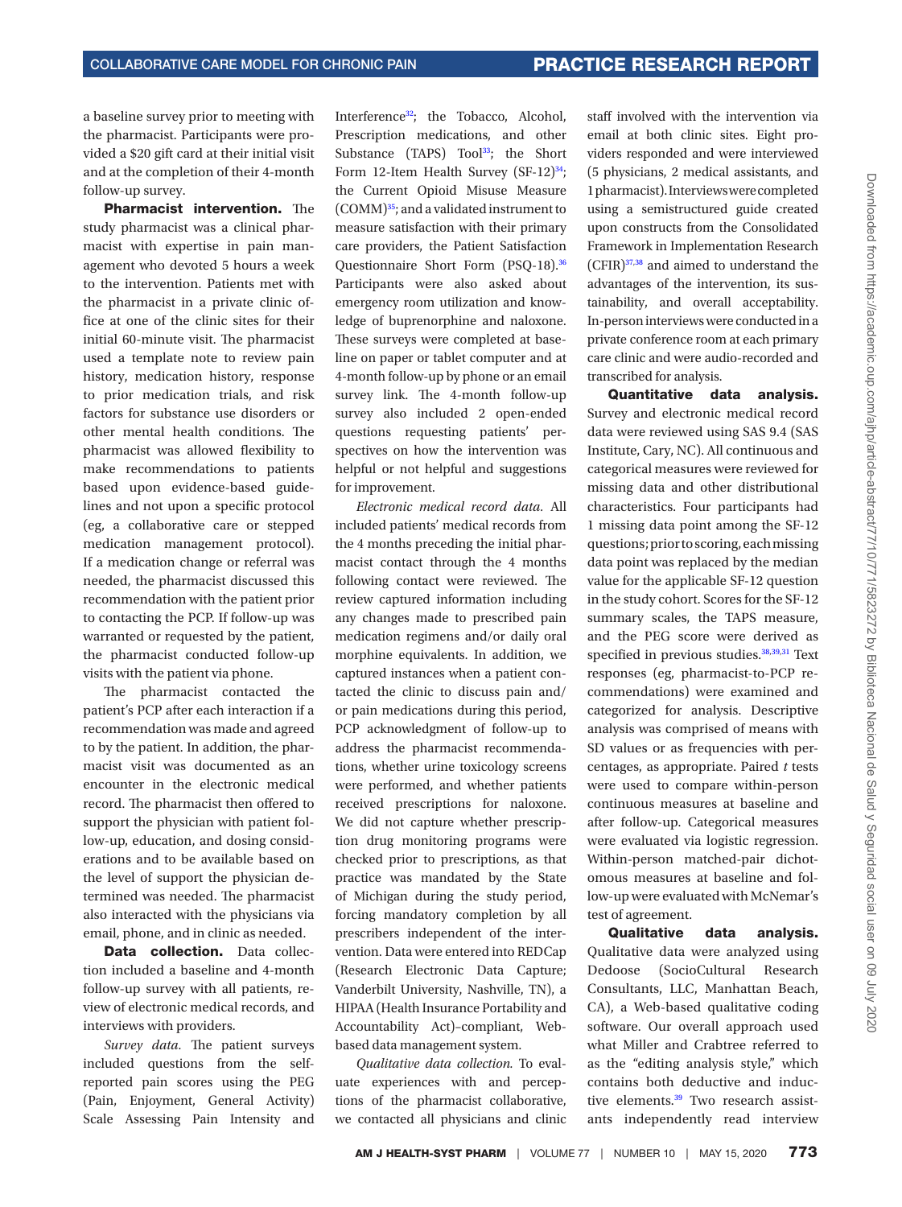a baseline survey prior to meeting with the pharmacist. Participants were provided a $20 gift card at their initial visit and at the completion of their 4-month follow-up survey.

**Pharmacist intervention.** The study pharmacist was a clinical pharmacist with expertise in pain management who devoted 5 hours a week to the intervention. Patients met with the pharmacist in a private clinic office at one of the clinic sites for their initial 60-minute visit. The pharmacist used a template note to review pain history, medication history, response to prior medication trials, and risk factors for substance use disorders or other mental health conditions. The pharmacist was allowed flexibility to make recommendations to patients based upon evidence-based guidelines and not upon a specific protocol (eg, a collaborative care or stepped medication management protocol). If a medication change or referral was needed, the pharmacist discussed this recommendation with the patient prior to contacting the PCP. If follow-up was warranted or requested by the patient, the pharmacist conducted follow-up visits with the patient via phone.

The pharmacist contacted the patient's PCP after each interaction if a recommendation was made and agreed to by the patient. In addition, the pharmacist visit was documented as an encounter in the electronic medical record. The pharmacist then offered to support the physician with patient follow-up, education, and dosing considerations and to be available based on the level of support the physician determined was needed. The pharmacist also interacted with the physicians via email, phone, and in clinic as needed.

**Data collection.** Data collection included a baseline and 4-month follow-up survey with all patients, review of electronic medical records, and interviews with providers.

*Survey data.* The patient surveys included questions from the self-reported pain scores using the PEG (Pain, Enjoyment, General Activity) Scale Assessing Pain Intensity and Interference[32]; the Tobacco, Alcohol, Prescription medications, and other Substance (TAPS) Tool[33]; the Short Form 12-Item Health Survey (SF-12)[34]; the Current Opioid Misuse Measure (COMM)[35]; and a validated instrument to measure satisfaction with their primary care providers, the Patient Satisfaction Questionnaire Short Form (PSQ-18).[36] Participants were also asked about emergency room utilization and knowledge of buprenorphine and naloxone. These surveys were completed at baseline on paper or tablet computer and at 4-month follow-up by phone or an email survey link. The 4-month follow-up survey also included 2 open-ended questions requesting patients' perspectives on how the intervention was helpful or not helpful and suggestions for improvement.

*Electronic medical record data.* All included patients' medical records from the 4 months preceding the initial pharmacist contact through the 4 months following contact were reviewed. The review captured information including any changes made to prescribed pain medication regimens and/or daily oral morphine equivalents. In addition, we captured instances when a patient contacted the clinic to discuss pain and/or pain medications during this period, PCP acknowledgment of follow-up to address the pharmacist recommendations, whether urine toxicology screens were performed, and whether patients received prescriptions for naloxone. We did not capture whether prescription drug monitoring programs were checked prior to prescriptions, as that practice was mandated by the State of Michigan during the study period, forcing mandatory completion by all prescribers independent of the intervention. Data were entered into REDCap (Research Electronic Data Capture; Vanderbilt University, Nashville, TN), a HIPAA (Health Insurance Portability and Accountability Act)–compliant, Web-based data management system.

*Qualitative data collection.* To evaluate experiences with and perceptions of the pharmacist collaborative, we contacted all physicians and clinic staff involved with the intervention via email at both clinic sites. Eight providers responded and were interviewed (5 physicians, 2 medical assistants, and 1 pharmacist). Interviews were completed using a semistructured guide created upon constructs from the Consolidated Framework in Implementation Research (CFIR)[37,38] and aimed to understand the advantages of the intervention, its sustainability, and overall acceptability. In-person interviews were conducted in a private conference room at each primary care clinic and were audio-recorded and transcribed for analysis.

**Quantitative data analysis.** Survey and electronic medical record data were reviewed using SAS 9.4 (SAS Institute, Cary, NC). All continuous and categorical measures were reviewed for missing data and other distributional characteristics. Four participants had 1 missing data point among the SF-12 questions; prior to scoring, each missing data point was replaced by the median value for the applicable SF-12 question in the study cohort. Scores for the SF-12 summary scales, the TAPS measure, and the PEG score were derived as specified in previous studies.[38,39,31] Text responses (eg, pharmacist-to-PCP recommendations) were examined and categorized for analysis. Descriptive analysis was comprised of means with SD values or as frequencies with percentages, as appropriate. Paired *t* tests were used to compare within-person continuous measures at baseline and after follow-up. Categorical measures were evaluated via logistic regression. Within-person matched-pair dichotomous measures at baseline and follow-up were evaluated with McNemar's test of agreement.

**Qualitative data analysis.** Qualitative data were analyzed using Dedoose (SocioCultural Research Consultants, LLC, Manhattan Beach, CA), a Web-based qualitative coding software. Our overall approach used what Miller and Crabtree referred to as the "editing analysis style," which contains both deductive and inductive elements.[39] Two research assistants independently read interview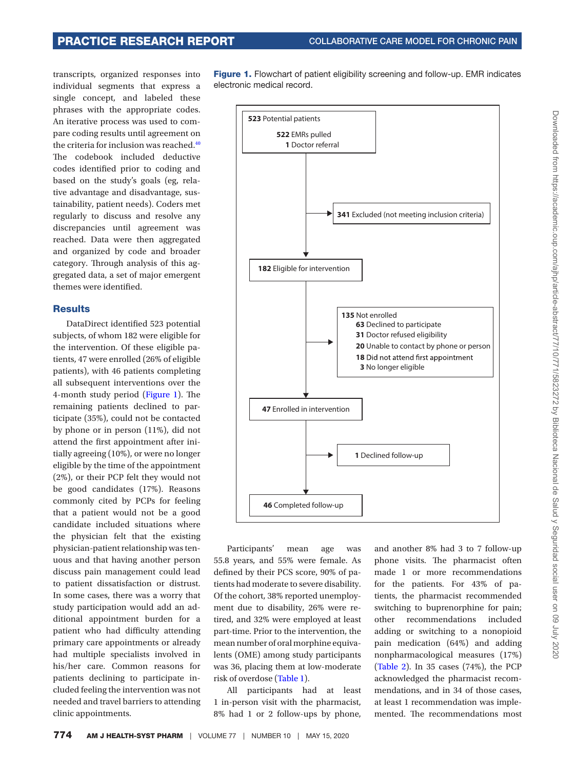transcripts, organized responses into individual segments that express a single concept, and labeled these phrases with the appropriate codes. An iterative process was used to compare coding results until agreement on the criteria for inclusion was reached.[40] The codebook included deductive codes identified prior to coding and based on the study's goals (eg, relative advantage and disadvantage, sustainability, patient needs). Coders met regularly to discuss and resolve any discrepancies until agreement was reached. Data were then aggregated and organized by code and broader category. Through analysis of this aggregated data, a set of major emergent themes were identified.

## Results

DataDirect identified 523 potential subjects, of whom 182 were eligible for the intervention. Of these eligible patients, 47 were enrolled (26% of eligible patients), with 46 patients completing all subsequent interventions over the 4-month study period (Figure 1). The remaining patients declined to participate (35%), could not be contacted by phone or in person (11%), did not attend the first appointment after initially agreeing (10%), or were no longer eligible by the time of the appointment (2%), or their PCP felt they would not be good candidates (17%). Reasons commonly cited by PCPs for feeling that a patient would not be a good candidate included situations where the physician felt that the existing physician-patient relationship was tenuous and that having another person discuss pain management could lead to patient dissatisfaction or distrust. In some cases, there was a worry that study participation would add an additional appointment burden for a patient who had difficulty attending primary care appointments or already had multiple specialists involved in his/her care. Common reasons for patients declining to participate included feeling the intervention was not needed and travel barriers to attending clinic appointments.

**Figure 1.** Flowchart of patient eligibility screening and follow-up. EMR indicates electronic medical record.

- **523** Potential patients
  - **522** EMRs pulled
  - **1** Doctor referral
- → **341** Excluded (not meeting inclusion criteria)
- **182** Eligible for intervention
- → **135** Not enrolled
  - **63** Declined to participate
  - **31** Doctor refused eligibility
  - **20** Unable to contact by phone or person
  - **18** Did not attend first appointment
  - **3** No longer eligible
- **47** Enrolled in intervention
- → **1** Declined follow-up
- **46** Completed follow-up

Participants' mean age was 55.8 years, and 55% were female. As defined by their PCS score, 90% of patients had moderate to severe disability. Of the cohort, 38% reported unemployment due to disability, 26% were retired, and 32% were employed at least part-time. Prior to the intervention, the mean number of oral morphine equivalents (OME) among study participants was 36, placing them at low-moderate risk of overdose (Table 1).

All participants had at least 1 in-person visit with the pharmacist, 8% had 1 or 2 follow-ups by phone, and another 8% had 3 to 7 follow-up phone visits. The pharmacist often made 1 or more recommendations for the patients. For 43% of patients, the pharmacist recommended switching to buprenorphine for pain; other recommendations included adding or switching to a nonopioid pain medication (64%) and adding nonpharmacological measures (17%) (Table 2). In 35 cases (74%), the PCP acknowledged the pharmacist recommendations, and in 34 of those cases, at least 1 recommendation was implemented. The recommendations most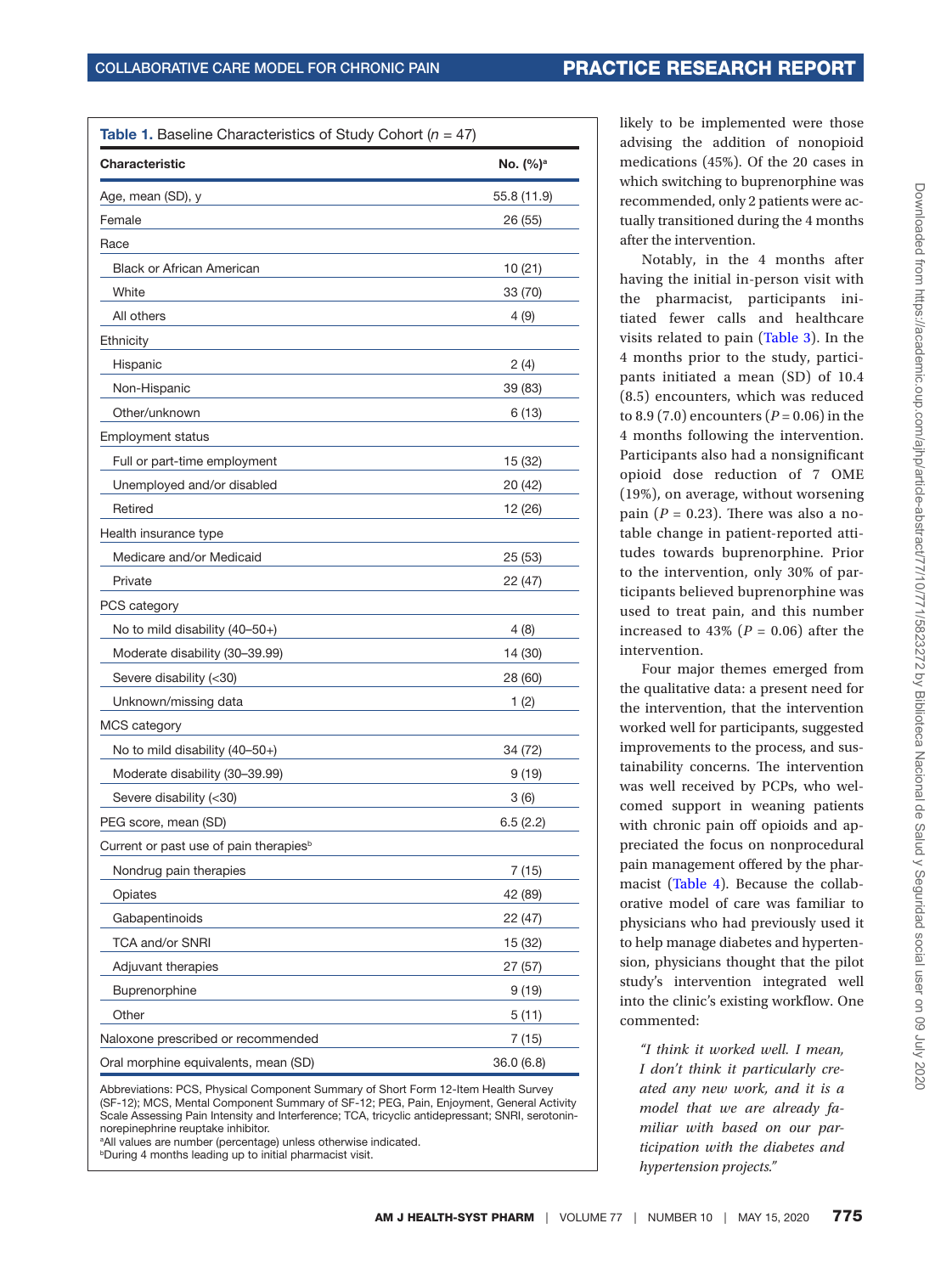**Table 1.** Baseline Characteristics of Study Cohort ($n$ = 47)

| Characteristic | No. (%)[a] |
|---|---|
| Age, mean (SD), y | 55.8 (11.9) |
| Female | 26 (55) |
| Race | |
| Black or African American | 10 (21) |
| White | 33 (70) |
| All others | 4 (9) |
| Ethnicity | |
| Hispanic | 2 (4) |
| Non-Hispanic | 39 (83) |
| Other/unknown | 6 (13) |
| Employment status | |
| Full or part-time employment | 15 (32) |
| Unemployed and/or disabled | 20 (42) |
| Retired | 12 (26) |
| Health insurance type | |
| Medicare and/or Medicaid | 25 (53) |
| Private | 22 (47) |
| PCS category | |
| No to mild disability (40–50+) | 4 (8) |
| Moderate disability (30–39.99) | 14 (30) |
| Severe disability (<30) | 28 (60) |
| Unknown/missing data | 1 (2) |
| MCS category | |
| No to mild disability (40–50+) | 34 (72) |
| Moderate disability (30–39.99) | 9 (19) |
| Severe disability (<30) | 3 (6) |
| PEG score, mean (SD) | 6.5 (2.2) |
| Current or past use of pain therapies[b] | |
| Nondrug pain therapies | 7 (15) |
| Opiates | 42 (89) |
| Gabapentinoids | 22 (47) |
| TCA and/or SNRI | 15 (32) |
| Adjuvant therapies | 27 (57) |
| Buprenorphine | 9 (19) |
| Other | 5 (11) |
| Naloxone prescribed or recommended | 7 (15) |
| Oral morphine equivalents, mean (SD) | 36.0 (6.8) |

Abbreviations: PCS, Physical Component Summary of Short Form 12-Item Health Survey (SF-12); MCS, Mental Component Summary of SF-12; PEG, Pain, Enjoyment, General Activity Scale Assessing Pain Intensity and Interference; TCA, tricyclic antidepressant; SNRI, serotonin-norepinephrine reuptake inhibitor.
[a]All values are number (percentage) unless otherwise indicated.
[b]During 4 months leading up to initial pharmacist visit.

likely to be implemented were those advising the addition of nonopioid medications (45%). Of the 20 cases in which switching to buprenorphine was recommended, only 2 patients were actually transitioned during the 4 months after the intervention.

Notably, in the 4 months after having the initial in-person visit with the pharmacist, participants initiated fewer calls and healthcare visits related to pain (Table 3). In the 4 months prior to the study, participants initiated a mean (SD) of 10.4 (8.5) encounters, which was reduced to 8.9 (7.0) encounters ($P = 0.06$) in the 4 months following the intervention. Participants also had a nonsignificant opioid dose reduction of 7 OME (19%), on average, without worsening pain ($P = 0.23$). There was also a notable change in patient-reported attitudes towards buprenorphine. Prior to the intervention, only 30% of participants believed buprenorphine was used to treat pain, and this number increased to 43% ($P = 0.06$) after the intervention.

Four major themes emerged from the qualitative data: a present need for the intervention, that the intervention worked well for participants, suggested improvements to the process, and sustainability concerns. The intervention was well received by PCPs, who welcomed support in weaning patients with chronic pain off opioids and appreciated the focus on nonprocedural pain management offered by the pharmacist (Table 4). Because the collaborative model of care was familiar to physicians who had previously used it to help manage diabetes and hypertension, physicians thought that the pilot study's intervention integrated well into the clinic's existing workflow. One commented:

> *"I think it worked well. I mean, I don't think it particularly created any new work, and it is a model that we are already familiar with based on our participation with the diabetes and hypertension projects."*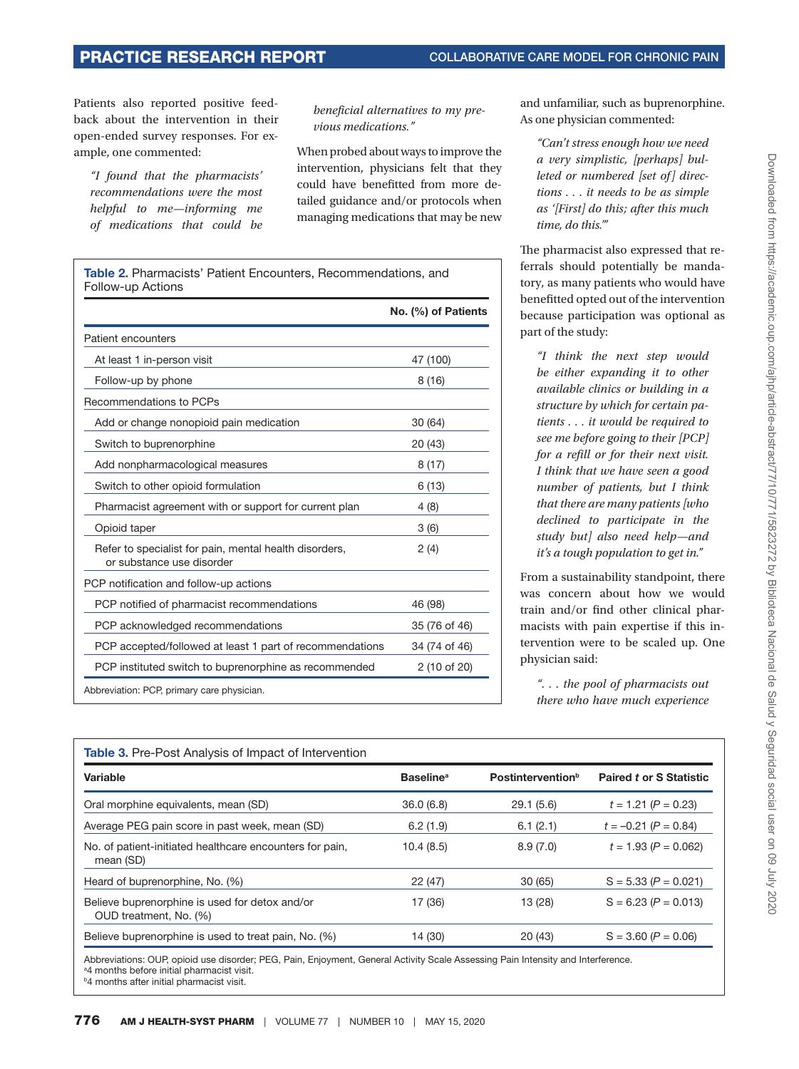Patients also reported positive feedback about the intervention in their open-ended survey responses. For example, one commented:

> *"I found that the pharmacists' recommendations were the most helpful to me—informing me of medications that could be beneficial alternatives to my previous medications."*

When probed about ways to improve the intervention, physicians felt that they could have benefitted from more detailed guidance and/or protocols when managing medications that may be new and unfamiliar, such as buprenorphine. As one physician commented:

> *"Can't stress enough how we need a very simplistic, [perhaps] bulleted or numbered [set of] directions . . . it needs to be as simple as '[First] do this; after this much time, do this.'"*

The pharmacist also expressed that referrals should potentially be mandatory, as many patients who would have benefitted opted out of the intervention because participation was optional as part of the study:

> *"I think the next step would be either expanding it to other available clinics or building in a structure by which for certain patients . . . it would be required to see me before going to their [PCP] for a refill or for their next visit. I think that we have seen a good number of patients, but I think that there are many patients [who declined to participate in the study but] also need help—and it's a tough population to get in."*

From a sustainability standpoint, there was concern about how we would train and/or find other clinical pharmacists with pain expertise if this intervention were to be scaled up. One physician said:

> *". . . the pool of pharmacists out there who have much experience*

**Table 2.** Pharmacists' Patient Encounters, Recommendations, and Follow-up Actions

| | No. (%) of Patients |
|---|---|
| Patient encounters | |
| At least 1 in-person visit | 47 (100) |
| Follow-up by phone | 8 (16) |
| Recommendations to PCPs | |
| Add or change nonopioid pain medication | 30 (64) |
| Switch to buprenorphine | 20 (43) |
| Add nonpharmacological measures | 8 (17) |
| Switch to other opioid formulation | 6 (13) |
| Pharmacist agreement with or support for current plan | 4 (8) |
| Opioid taper | 3 (6) |
| Refer to specialist for pain, mental health disorders, or substance use disorder | 2 (4) |
| PCP notification and follow-up actions | |
| PCP notified of pharmacist recommendations | 46 (98) |
| PCP acknowledged recommendations | 35 (76 of 46) |
| PCP accepted/followed at least 1 part of recommendations | 34 (74 of 46) |
| PCP instituted switch to buprenorphine as recommended | 2 (10 of 20) |

Abbreviation: PCP, primary care physician.

**Table 3.** Pre-Post Analysis of Impact of Intervention

| Variable | Baseline[a] | Postintervention[b] | Paired *t* or S Statistic |
|---|---|---|---|
| Oral morphine equivalents, mean (SD) | 36.0 (6.8) | 29.1 (5.6) | $t = 1.21$ ($P = 0.23$) |
| Average PEG pain score in past week, mean (SD) | 6.2 (1.9) | 6.1 (2.1) | $t = -0.21$ ($P = 0.84$) |
| No. of patient-initiated healthcare encounters for pain, mean (SD) | 10.4 (8.5) | 8.9 (7.0) | $t = 1.93$ ($P = 0.062$) |
| Heard of buprenorphine, No. (%) | 22 (47) | 30 (65) | S = 5.33 ($P = 0.021$) |
| Believe buprenorphine is used for detox and/or OUD treatment, No. (%) | 17 (36) | 13 (28) | S = 6.23 ($P = 0.013$) |
| Believe buprenorphine is used to treat pain, No. (%) | 14 (30) | 20 (43) | S = 3.60 ($P = 0.06$) |

Abbreviations: OUP, opioid use disorder; PEG, Pain, Enjoyment, General Activity Scale Assessing Pain Intensity and Interference.
[a]4 months before initial pharmacist visit.
[b]4 months after initial pharmacist visit.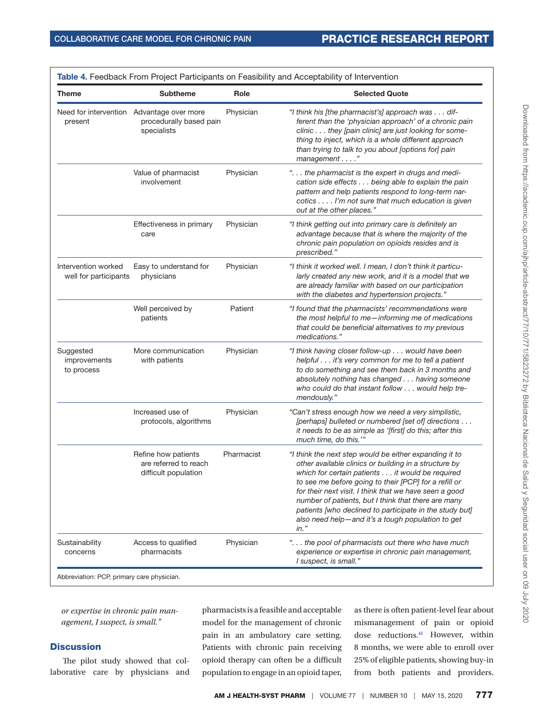**Table 4.** Feedback From Project Participants on Feasibility and Acceptability of Intervention

| Theme | Subtheme | Role | Selected Quote |
|---|---|---|---|
| Need for intervention present | Advantage over more procedurally based pain specialists | Physician | *"I think his [the pharmacist's] approach was . . . different than the 'physician approach' of a chronic pain clinic . . . they [pain clinic] are just looking for something to inject, which is a whole different approach than trying to talk to you about [options for] pain management . . . ."* |
| | Value of pharmacist involvement | Physician | *". . . the pharmacist is the expert in drugs and medication side effects . . . being able to explain the pain pattern and help patients respond to long-term narcotics . . . . I'm not sure that much education is given out at the other places."* |
| | Effectiveness in primary care | Physician | *"I think getting out into primary care is definitely an advantage because that is where the majority of the chronic pain population on opioids resides and is prescribed."* |
| Intervention worked well for participants | Easy to understand for physicians | Physician | *"I think it worked well. I mean, I don't think it particularly created any new work, and it is a model that we are already familiar with based on our participation with the diabetes and hypertension projects."* |
| | Well perceived by patients | Patient | *"I found that the pharmacists' recommendations were the most helpful to me—informing me of medications that could be beneficial alternatives to my previous medications."* |
| Suggested improvements to process | More communication with patients | Physician | *"I think having closer follow-up . . . would have been helpful . . . it's very common for me to tell a patient to do something and see them back in 3 months and absolutely nothing has changed . . . having someone who could do that instant follow . . . would help tremendously."* |
| | Increased use of protocols, algorithms | Physician | *"Can't stress enough how we need a very simplistic, [perhaps] bulleted or numbered [set of] directions . . . it needs to be as simple as '[first] do this; after this much time, do this.'"* |
| | Refine how patients are referred to reach difficult population | Pharmacist | *"I think the next step would be either expanding it to other available clinics or building in a structure by which for certain patients . . . it would be required to see me before going to their [PCP] for a refill or for their next visit. I think that we have seen a good number of patients, but I think that there are many patients [who declined to participate in the study but] also need help—and it's a tough population to get in."* |
| Sustainability concerns | Access to qualified pharmacists | Physician | *". . . the pool of pharmacists out there who have much experience or expertise in chronic pain management, I suspect, is small."* |

Abbreviation: PCP, primary care physician.

*or expertise in chronic pain management, I suspect, is small."*

## Discussion

The pilot study showed that collaborative care by physicians and pharmacists is a feasible and acceptable model for the management of chronic pain in an ambulatory care setting. Patients with chronic pain receiving opioid therapy can often be a difficult population to engage in an opioid taper, as there is often patient-level fear about mismanagement of pain or opioid dose reductions.[41] However, within 8 months, we were able to enroll over 25% of eligible patients, showing buy-in from both patients and providers.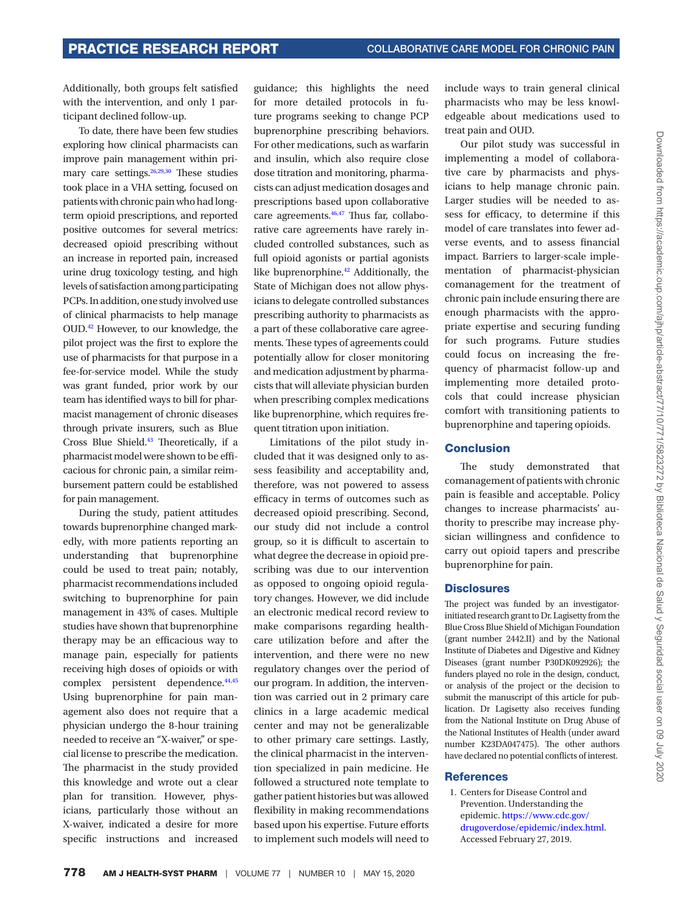Additionally, both groups felt satisfied with the intervention, and only 1 participant declined follow-up.

To date, there have been few studies exploring how clinical pharmacists can improve pain management within primary care settings.[26,29,30] These studies took place in a VHA setting, focused on patients with chronic pain who had long-term opioid prescriptions, and reported positive outcomes for several metrics: decreased opioid prescribing without an increase in reported pain, increased urine drug toxicology testing, and high levels of satisfaction among participating PCPs. In addition, one study involved use of clinical pharmacists to help manage OUD.[42] However, to our knowledge, the pilot project was the first to explore the use of pharmacists for that purpose in a fee-for-service model. While the study was grant funded, prior work by our team has identified ways to bill for pharmacist management of chronic diseases through private insurers, such as Blue Cross Blue Shield.[43] Theoretically, if a pharmacist model were shown to be efficacious for chronic pain, a similar reimbursement pattern could be established for pain management.

During the study, patient attitudes towards buprenorphine changed markedly, with more patients reporting an understanding that buprenorphine could be used to treat pain; notably, pharmacist recommendations included switching to buprenorphine for pain management in 43% of cases. Multiple studies have shown that buprenorphine therapy may be an efficacious way to manage pain, especially for patients receiving high doses of opioids or with complex persistent dependence.[44,45] Using buprenorphine for pain management also does not require that a physician undergo the 8-hour training needed to receive an "X-waiver," or special license to prescribe the medication. The pharmacist in the study provided this knowledge and wrote out a clear plan for transition. However, physicians, particularly those without an X-waiver, indicated a desire for more specific instructions and increased guidance; this highlights the need for more detailed protocols in future programs seeking to change PCP buprenorphine prescribing behaviors. For other medications, such as warfarin and insulin, which also require close dose titration and monitoring, pharmacists can adjust medication dosages and prescriptions based upon collaborative care agreements.[46,47] Thus far, collaborative care agreements have rarely included controlled substances, such as full opioid agonists or partial agonists like buprenorphine.[42] Additionally, the State of Michigan does not allow physicians to delegate controlled substances prescribing authority to pharmacists as a part of these collaborative care agreements. These types of agreements could potentially allow for closer monitoring and medication adjustment by pharmacists that will alleviate physician burden when prescribing complex medications like buprenorphine, which requires frequent titration upon initiation.

Limitations of the pilot study included that it was designed only to assess feasibility and acceptability and, therefore, was not powered to assess efficacy in terms of outcomes such as decreased opioid prescribing. Second, our study did not include a control group, so it is difficult to ascertain to what degree the decrease in opioid prescribing was due to our intervention as opposed to ongoing opioid regulatory changes. However, we did include an electronic medical record review to make comparisons regarding healthcare utilization before and after the intervention, and there were no new regulatory changes over the period of our program. In addition, the intervention was carried out in 2 primary care clinics in a large academic medical center and may not be generalizable to other primary care settings. Lastly, the clinical pharmacist in the intervention specialized in pain medicine. He followed a structured note template to gather patient histories but was allowed flexibility in making recommendations based upon his expertise. Future efforts to implement such models will need to include ways to train general clinical pharmacists who may be less knowledgeable about medications used to treat pain and OUD.

Our pilot study was successful in implementing a model of collaborative care by pharmacists and physicians to help manage chronic pain. Larger studies will be needed to assess for efficacy, to determine if this model of care translates into fewer adverse events, and to assess financial impact. Barriers to larger-scale implementation of pharmacist-physician comanagement for the treatment of chronic pain include ensuring there are enough pharmacists with the appropriate expertise and securing funding for such programs. Future studies could focus on increasing the frequency of pharmacist follow-up and implementing more detailed protocols that could increase physician comfort with transitioning patients to buprenorphine and tapering opioids.

## Conclusion

The study demonstrated that comanagement of patients with chronic pain is feasible and acceptable. Policy changes to increase pharmacists' authority to prescribe may increase physician willingness and confidence to carry out opioid tapers and prescribe buprenorphine for pain.

## Disclosures

The project was funded by an investigator-initiated research grant to Dr. Lagisetty from the Blue Cross Blue Shield of Michigan Foundation (grant number 2442.II) and by the National Institute of Diabetes and Digestive and Kidney Diseases (grant number P30DK092926); the funders played no role in the design, conduct, or analysis of the project or the decision to submit the manuscript of this article for publication. Dr Lagisetty also receives funding from the National Institute on Drug Abuse of the National Institutes of Health (under award number K23DA047475). The other authors have declared no potential conflicts of interest.

## References

1. Centers for Disease Control and Prevention. Understanding the epidemic. https://www.cdc.gov/drugoverdose/epidemic/index.html. Accessed February 27, 2019.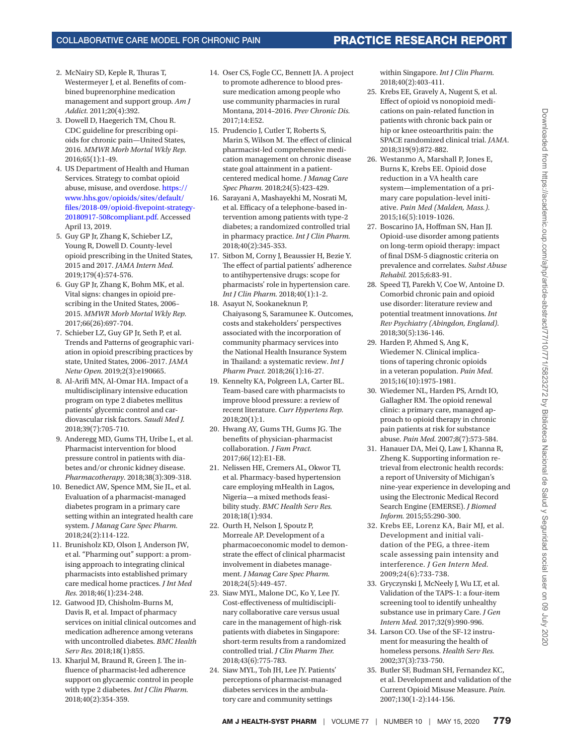2. McNairy SD, Keple R, Thuras T, Westermeyer J, et al. Benefits of combined buprenorphine medication management and support group. *Am J Addict.* 2011;20(4):392.
3. Dowell D, Haegerich TM, Chou R. CDC guideline for prescribing opioids for chronic pain—United States, 2016. *MMWR Morb Mortal Wkly Rep.* 2016;65(1):1-49.
4. US Department of Health and Human Services. Strategy to combat opioid abuse, misuse, and overdose. https://www.hhs.gov/opioids/sites/default/files/2018-09/opioid-fivepoint-strategy-20180917-508compliant.pdf. Accessed April 13, 2019.
5. Guy GP Jr, Zhang K, Schieber LZ, Young R, Dowell D. County-level opioid prescribing in the United States, 2015 and 2017. *JAMA Intern Med.* 2019;179(4):574-576.
6. Guy GP Jr, Zhang K, Bohm MK, et al. Vital signs: changes in opioid prescribing in the United States, 2006–2015. *MMWR Morb Mortal Wkly Rep.* 2017;66(26):697-704.
7. Schieber LZ, Guy GP Jr, Seth P, et al. Trends and Patterns of geographic variation in opioid prescribing practices by state, United States, 2006–2017. *JAMA Netw Open.* 2019;2(3):e190665.
8. Al-Arifi MN, Al-Omar HA. Impact of a multidisciplinary intensive education program on type 2 diabetes mellitus patients' glycemic control and cardiovascular risk factors. *Saudi Med J.* 2018;39(7):705-710.
9. Anderegg MD, Gums TH, Uribe L, et al. Pharmacist intervention for blood pressure control in patients with diabetes and/or chronic kidney disease. *Pharmacotherapy.* 2018;38(3):309-318.
10. Benedict AW, Spence MM, Sie JL, et al. Evaluation of a pharmacist-managed diabetes program in a primary care setting within an integrated health care system. *J Manag Care Spec Pharm.* 2018;24(2):114-122.
11. Brunisholz KD, Olson J, Anderson JW, et al. "Pharming out" support: a promising approach to integrating clinical pharmacists into established primary care medical home practices. *J Int Med Res.* 2018;46(1):234-248.
12. Gatwood JD, Chisholm-Burns M, Davis R, et al. Impact of pharmacy services on initial clinical outcomes and medication adherence among veterans with uncontrolled diabetes. *BMC Health Serv Res.* 2018;18(1):855.
13. Kharjul M, Braund R, Green J. The influence of pharmacist-led adherence support on glycaemic control in people with type 2 diabetes. *Int J Clin Pharm.* 2018;40(2):354-359.
14. Oser CS, Fogle CC, Bennett JA. A project to promote adherence to blood pressure medication among people who use community pharmacies in rural Montana, 2014–2016. *Prev Chronic Dis.* 2017;14:E52.
15. Prudencio J, Cutler T, Roberts S, Marin S, Wilson M. The effect of clinical pharmacist-led comprehensive medication management on chronic disease state goal attainment in a patient-centered medical home. *J Manag Care Spec Pharm.* 2018;24(5):423-429.
16. Sarayani A, Mashayekhi M, Nosrati M, et al. Efficacy of a telephone-based intervention among patients with type-2 diabetes; a randomized controlled trial in pharmacy practice. *Int J Clin Pharm.* 2018;40(2):345-353.
17. Sitbon M, Corny J, Beaussier H, Bezie Y. The effect of partial patients' adherence to antihypertensive drugs: scope for pharmacists' role in hypertension care. *Int J Clin Pharm.* 2018;40(1):1-2.
18. Asayut N, Sookaneknun P, Chaiyasong S, Saramunee K. Outcomes, costs and stakeholders' perspectives associated with the incorporation of community pharmacy services into the National Health Insurance System in Thailand: a systematic review. *Int J Pharm Pract.* 2018;26(1):16-27.
19. Kennelty KA, Polgreen LA, Carter BL. Team-based care with pharmacists to improve blood pressure: a review of recent literature. *Curr Hypertens Rep.* 2018;20(1):1.
20. Hwang AY, Gums TH, Gums JG. The benefits of physician-pharmacist collaboration. *J Fam Pract.* 2017;66(12):E1-E8.
21. Nelissen HE, Cremers AL, Okwor TJ, et al. Pharmacy-based hypertension care employing mHealth in Lagos, Nigeria—a mixed methods feasibility study. *BMC Health Serv Res.* 2018;18(1):934.
22. Ourth H, Nelson J, Spoutz P, Morreale AP. Development of a pharmacoeconomic model to demonstrate the effect of clinical pharmacist involvement in diabetes management. *J Manag Care Spec Pharm.* 2018;24(5):449-457.
23. Siaw MYL, Malone DC, Ko Y, Lee JY. Cost-effectiveness of multidisciplinary collaborative care versus usual care in the management of high-risk patients with diabetes in Singapore: short-term results from a randomized controlled trial. *J Clin Pharm Ther.* 2018;43(6):775-783.
24. Siaw MYL, Toh JH, Lee JY. Patients' perceptions of pharmacist-managed diabetes services in the ambulatory care and community settings within Singapore. *Int J Clin Pharm.* 2018;40(2):403-411.
25. Krebs EE, Gravely A, Nugent S, et al. Effect of opioid vs nonopioid medications on pain-related function in patients with chronic back pain or hip or knee osteoarthritis pain: the SPACE randomized clinical trial. *JAMA.* 2018;319(9):872-882.
26. Westanmo A, Marshall P, Jones E, Burns K, Krebs EE. Opioid dose reduction in a VA health care system—implementation of a primary care population-level initiative. *Pain Med (Malden, Mass.).* 2015;16(5):1019-1026.
27. Boscarino JA, Hoffman SN, Han JJ. Opioid-use disorder among patients on long-term opioid therapy: impact of final DSM-5 diagnostic criteria on prevalence and correlates. *Subst Abuse Rehabil.* 2015;6:83-91.
28. Speed TJ, Parekh V, Coe W, Antoine D. Comorbid chronic pain and opioid use disorder: literature review and potential treatment innovations. *Int Rev Psychiatry (Abingdon, England).* 2018;30(5):136-146.
29. Harden P, Ahmed S, Ang K, Wiedemer N. Clinical implications of tapering chronic opioids in a veteran population. *Pain Med.* 2015;16(10):1975-1981.
30. Wiedemer NL, Harden PS, Arndt IO, Gallagher RM. The opioid renewal clinic: a primary care, managed approach to opioid therapy in chronic pain patients at risk for substance abuse. *Pain Med.* 2007;8(7):573-584.
31. Hanauer DA, Mei Q, Law J, Khanna R, Zheng K. Supporting information retrieval from electronic health records: a report of University of Michigan's nine-year experience in developing and using the Electronic Medical Record Search Engine (EMERSE). *J Biomed Inform.* 2015;55:290-300.
32. Krebs EE, Lorenz KA, Bair MJ, et al. Development and initial validation of the PEG, a three-item scale assessing pain intensity and interference. *J Gen Intern Med.* 2009;24(6):733-738.
33. Gryczynski J, McNeely J, Wu LT, et al. Validation of the TAPS-1: a four-item screening tool to identify unhealthy substance use in primary Care. *J Gen Intern Med.* 2017;32(9):990-996.
34. Larson CO. Use of the SF-12 instrument for measuring the health of homeless persons. *Health Serv Res.* 2002;37(3):733-750.
35. Butler SF, Budman SH, Fernandez KC, et al. Development and validation of the Current Opioid Misuse Measure. *Pain.* 2007;130(1-2):144-156.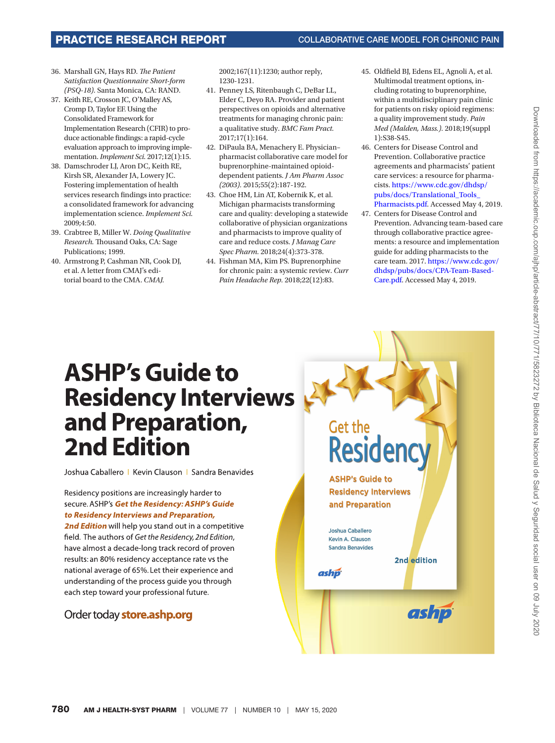36. Marshall GN, Hays RD. *The Patient Satisfaction Questionnaire Short-form (PSQ-18)*. Santa Monica, CA: RAND.
37. Keith RE, Crosson JC, O'Malley AS, Cromp D, Taylor EF. Using the Consolidated Framework for Implementation Research (CFIR) to produce actionable findings: a rapid-cycle evaluation approach to improving implementation. *Implement Sci*. 2017;12(1):15.
38. Damschroder LJ, Aron DC, Keith RE, Kirsh SR, Alexander JA, Lowery JC. Fostering implementation of health services research findings into practice: a consolidated framework for advancing implementation science. *Implement Sci*. 2009;4:50.
39. Crabtree B, Miller W. *Doing Qualitative Research*. Thousand Oaks, CA: Sage Publications; 1999.
40. Armstrong P, Cashman NR, Cook DJ, et al. A letter from CMAJ's editorial board to the CMA. *CMAJ*. 2002;167(11):1230; author reply, 1230-1231.
41. Penney LS, Ritenbaugh C, DeBar LL, Elder C, Deyo RA. Provider and patient perspectives on opioids and alternative treatments for managing chronic pain: a qualitative study. *BMC Fam Pract*. 2017;17(1):164.
42. DiPaula BA, Menachery E. Physician–pharmacist collaborative care model for buprenorphine-maintained opioid-dependent patients. *J Am Pharm Assoc (2003)*. 2015;55(2):187-192.
43. Choe HM, Lin AT, Kobernik K, et al. Michigan pharmacists transforming care and quality: developing a statewide collaborative of physician organizations and pharmacists to improve quality of care and reduce costs. *J Manag Care Spec Pharm*. 2018;24(4):373-378.
44. Fishman MA, Kim PS. Buprenorphine for chronic pain: a systemic review. *Curr Pain Headache Rep*. 2018;22(12):83.
45. Oldfield BJ, Edens EL, Agnoli A, et al. Multimodal treatment options, including rotating to buprenorphine, within a multidisciplinary pain clinic for patients on risky opioid regimens: a quality improvement study. *Pain Med (Malden, Mass.)*. 2018;19(suppl 1):S38-S45.
46. Centers for Disease Control and Prevention. Collaborative practice agreements and pharmacists' patient care services: a resource for pharmacists. https://www.cdc.gov/dhdsp/pubs/docs/Translational_Tools_Pharmacists.pdf. Accessed May 4, 2019.
47. Centers for Disease Control and Prevention. Advancing team-based care through collaborative practice agreements: a resource and implementation guide for adding pharmacists to the care team. 2017. https://www.cdc.gov/dhdsp/pubs/docs/CPA-Team-Based-Care.pdf. Accessed May 4, 2019.

# ASHP's Guide to Residency Interviews and Preparation, 2nd Edition

Joshua Caballero | Kevin Clauson | Sandra Benavides

Residency positions are increasingly harder to secure. ASHP's ***Get the Residency: ASHP's Guide to Residency Interviews and Preparation, 2nd Edition*** will help you stand out in a competitive field. The authors of *Get the Residency, 2nd Edition*, have almost a decade-long track record of proven results: an 80% residency acceptance rate vs the national average of 65%. Let their experience and understanding of the process guide you through each step toward your professional future.

Order today **store.ashp.org**